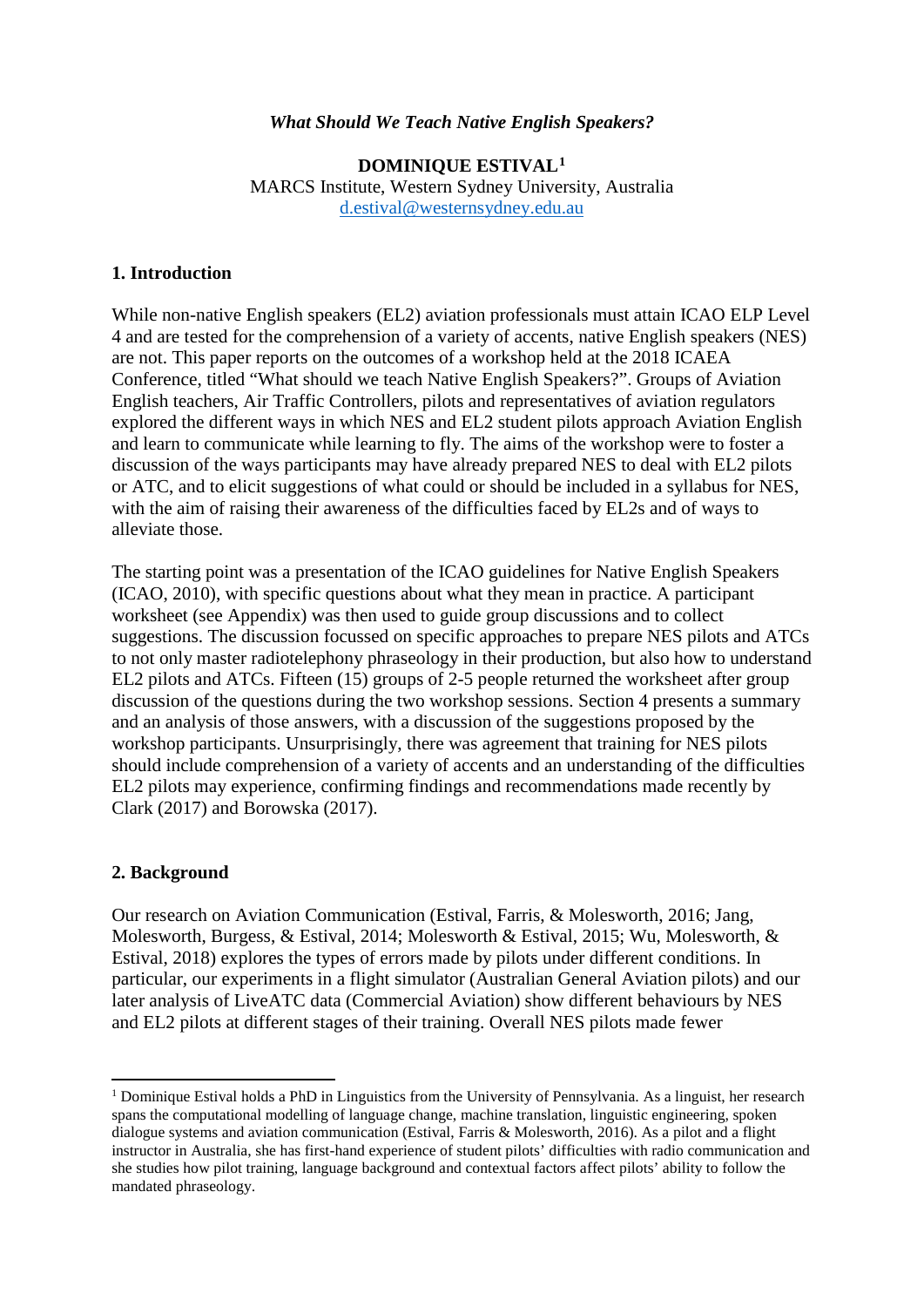*What Should We Teach Native English Speakers?*

**DOMINIQUE ESTIVAL[1]**
MARCS Institute, Western Sydney University, Australia
d.estival@westernsydney.edu.au

## 1. Introduction

While non-native English speakers (EL2) aviation professionals must attain ICAO ELP Level 4 and are tested for the comprehension of a variety of accents, native English speakers (NES) are not. This paper reports on the outcomes of a workshop held at the 2018 ICAEA Conference, titled "What should we teach Native English Speakers?". Groups of Aviation English teachers, Air Traffic Controllers, pilots and representatives of aviation regulators explored the different ways in which NES and EL2 student pilots approach Aviation English and learn to communicate while learning to fly. The aims of the workshop were to foster a discussion of the ways participants may have already prepared NES to deal with EL2 pilots or ATC, and to elicit suggestions of what could or should be included in a syllabus for NES, with the aim of raising their awareness of the difficulties faced by EL2s and of ways to alleviate those.

The starting point was a presentation of the ICAO guidelines for Native English Speakers (ICAO, 2010), with specific questions about what they mean in practice. A participant worksheet (see Appendix) was then used to guide group discussions and to collect suggestions. The discussion focussed on specific approaches to prepare NES pilots and ATCs to not only master radiotelephony phraseology in their production, but also how to understand EL2 pilots and ATCs. Fifteen (15) groups of 2-5 people returned the worksheet after group discussion of the questions during the two workshop sessions. Section 4 presents a summary and an analysis of those answers, with a discussion of the suggestions proposed by the workshop participants. Unsurprisingly, there was agreement that training for NES pilots should include comprehension of a variety of accents and an understanding of the difficulties EL2 pilots may experience, confirming findings and recommendations made recently by Clark (2017) and Borowska (2017).

## 2. Background

Our research on Aviation Communication (Estival, Farris, & Molesworth, 2016; Jang, Molesworth, Burgess, & Estival, 2014; Molesworth & Estival, 2015; Wu, Molesworth, & Estival, 2018) explores the types of errors made by pilots under different conditions. In particular, our experiments in a flight simulator (Australian General Aviation pilots) and our later analysis of LiveATC data (Commercial Aviation) show different behaviours by NES and EL2 pilots at different stages of their training. Overall NES pilots made fewer

[1] Dominique Estival holds a PhD in Linguistics from the University of Pennsylvania. As a linguist, her research spans the computational modelling of language change, machine translation, linguistic engineering, spoken dialogue systems and aviation communication (Estival, Farris & Molesworth, 2016). As a pilot and a flight instructor in Australia, she has first-hand experience of student pilots' difficulties with radio communication and she studies how pilot training, language background and contextual factors affect pilots' ability to follow the mandated phraseology.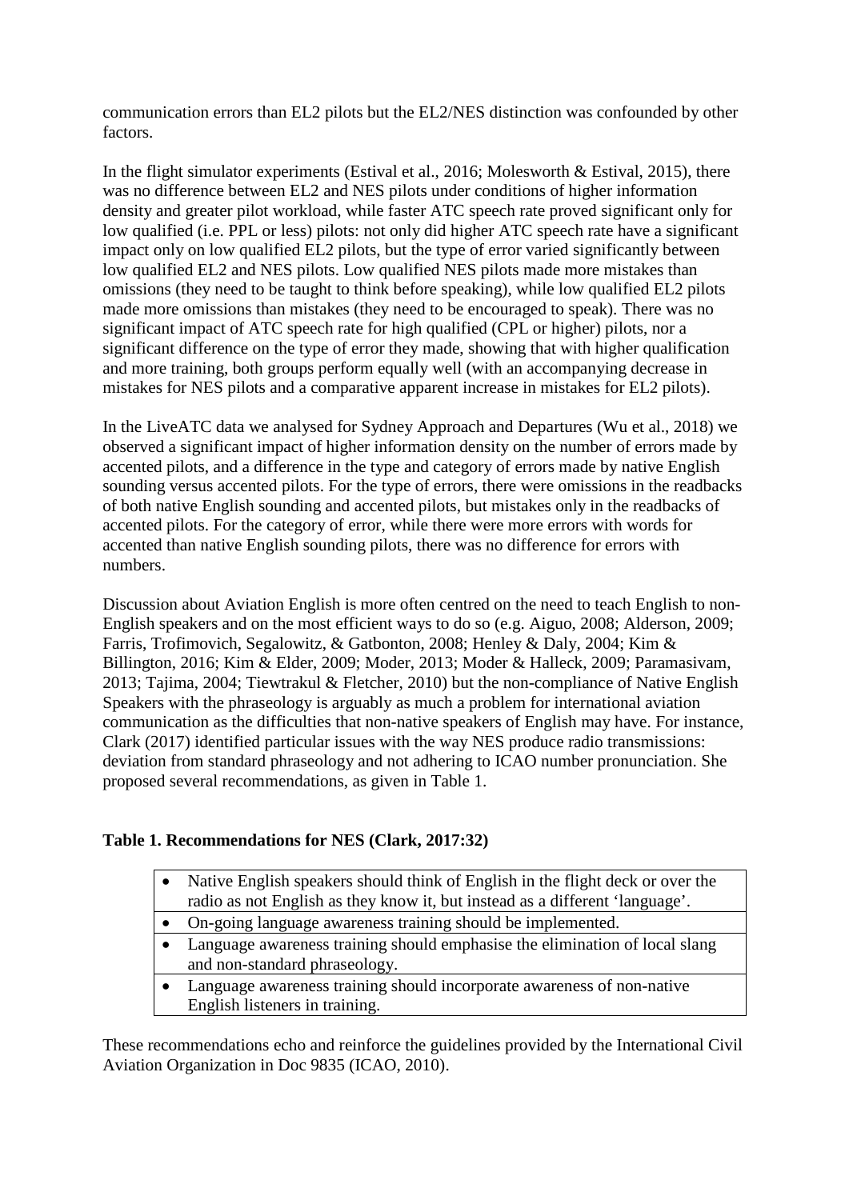communication errors than EL2 pilots but the EL2/NES distinction was confounded by other factors.

In the flight simulator experiments (Estival et al., 2016; Molesworth & Estival, 2015), there was no difference between EL2 and NES pilots under conditions of higher information density and greater pilot workload, while faster ATC speech rate proved significant only for low qualified (i.e. PPL or less) pilots: not only did higher ATC speech rate have a significant impact only on low qualified EL2 pilots, but the type of error varied significantly between low qualified EL2 and NES pilots. Low qualified NES pilots made more mistakes than omissions (they need to be taught to think before speaking), while low qualified EL2 pilots made more omissions than mistakes (they need to be encouraged to speak). There was no significant impact of ATC speech rate for high qualified (CPL or higher) pilots, nor a significant difference on the type of error they made, showing that with higher qualification and more training, both groups perform equally well (with an accompanying decrease in mistakes for NES pilots and a comparative apparent increase in mistakes for EL2 pilots).

In the LiveATC data we analysed for Sydney Approach and Departures (Wu et al., 2018) we observed a significant impact of higher information density on the number of errors made by accented pilots, and a difference in the type and category of errors made by native English sounding versus accented pilots. For the type of errors, there were omissions in the readbacks of both native English sounding and accented pilots, but mistakes only in the readbacks of accented pilots. For the category of error, while there were more errors with words for accented than native English sounding pilots, there was no difference for errors with numbers.

Discussion about Aviation English is more often centred on the need to teach English to non-English speakers and on the most efficient ways to do so (e.g. Aiguo, 2008; Alderson, 2009; Farris, Trofimovich, Segalowitz, & Gatbonton, 2008; Henley & Daly, 2004; Kim & Billington, 2016; Kim & Elder, 2009; Moder, 2013; Moder & Halleck, 2009; Paramasivam, 2013; Tajima, 2004; Tiewtrakul & Fletcher, 2010) but the non-compliance of Native English Speakers with the phraseology is arguably as much a problem for international aviation communication as the difficulties that non-native speakers of English may have. For instance, Clark (2017) identified particular issues with the way NES produce radio transmissions: deviation from standard phraseology and not adhering to ICAO number pronunciation. She proposed several recommendations, as given in Table 1.

**Table 1. Recommendations for NES (Clark, 2017:32)**

| |
|---|
| • Native English speakers should think of English in the flight deck or over the radio as not English as they know it, but instead as a different 'language'. |
| • On-going language awareness training should be implemented. |
| • Language awareness training should emphasise the elimination of local slang and non-standard phraseology. |
| • Language awareness training should incorporate awareness of non-native English listeners in training. |

These recommendations echo and reinforce the guidelines provided by the International Civil Aviation Organization in Doc 9835 (ICAO, 2010).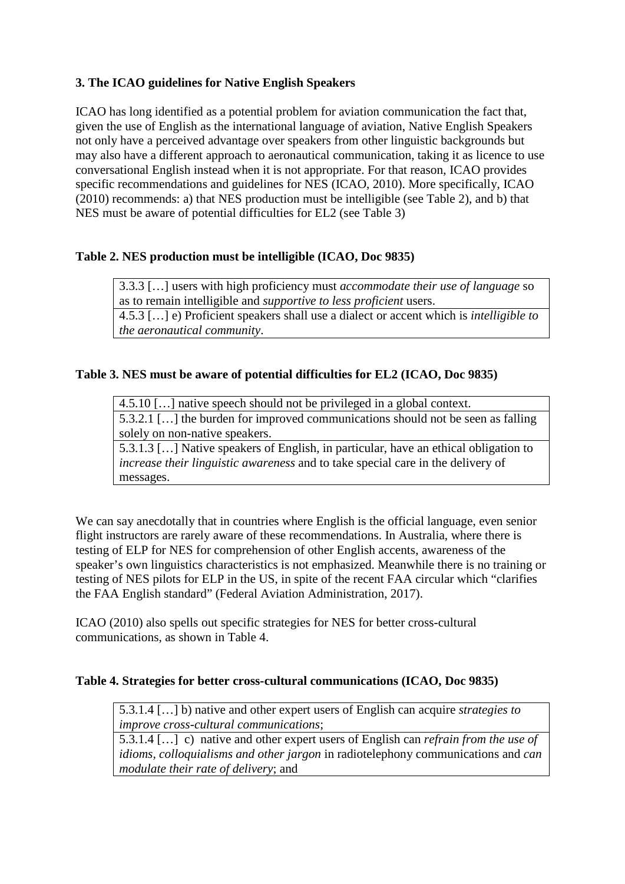**3. The ICAO guidelines for Native English Speakers**

ICAO has long identified as a potential problem for aviation communication the fact that, given the use of English as the international language of aviation, Native English Speakers not only have a perceived advantage over speakers from other linguistic backgrounds but may also have a different approach to aeronautical communication, taking it as licence to use conversational English instead when it is not appropriate. For that reason, ICAO provides specific recommendations and guidelines for NES (ICAO, 2010). More specifically, ICAO (2010) recommends: a) that NES production must be intelligible (see Table 2), and b) that NES must be aware of potential difficulties for EL2 (see Table 3)

**Table 2. NES production must be intelligible (ICAO, Doc 9835)**

| |
|---|
| 3.3.3 […] users with high proficiency must *accommodate their use of language* so as to remain intelligible and *supportive to less proficient* users. |
| 4.5.3 […] e) Proficient speakers shall use a dialect or accent which is *intelligible to the aeronautical community*. |

**Table 3. NES must be aware of potential difficulties for EL2 (ICAO, Doc 9835)**

| |
|---|
| 4.5.10 […] native speech should not be privileged in a global context. |
| 5.3.2.1 […] the burden for improved communications should not be seen as falling solely on non-native speakers. |
| 5.3.1.3 […] Native speakers of English, in particular, have an ethical obligation to *increase their linguistic awareness* and to take special care in the delivery of messages. |

We can say anecdotally that in countries where English is the official language, even senior flight instructors are rarely aware of these recommendations. In Australia, where there is testing of ELP for NES for comprehension of other English accents, awareness of the speaker's own linguistics characteristics is not emphasized. Meanwhile there is no training or testing of NES pilots for ELP in the US, in spite of the recent FAA circular which "clarifies the FAA English standard" (Federal Aviation Administration, 2017).

ICAO (2010) also spells out specific strategies for NES for better cross-cultural communications, as shown in Table 4.

**Table 4. Strategies for better cross-cultural communications (ICAO, Doc 9835)**

| |
|---|
| 5.3.1.4 […] b) native and other expert users of English can acquire *strategies to improve cross-cultural communications*; |
| 5.3.1.4 […] c) native and other expert users of English can *refrain from the use of idioms, colloquialisms and other jargon* in radiotelephony communications and *can modulate their rate of delivery*; and |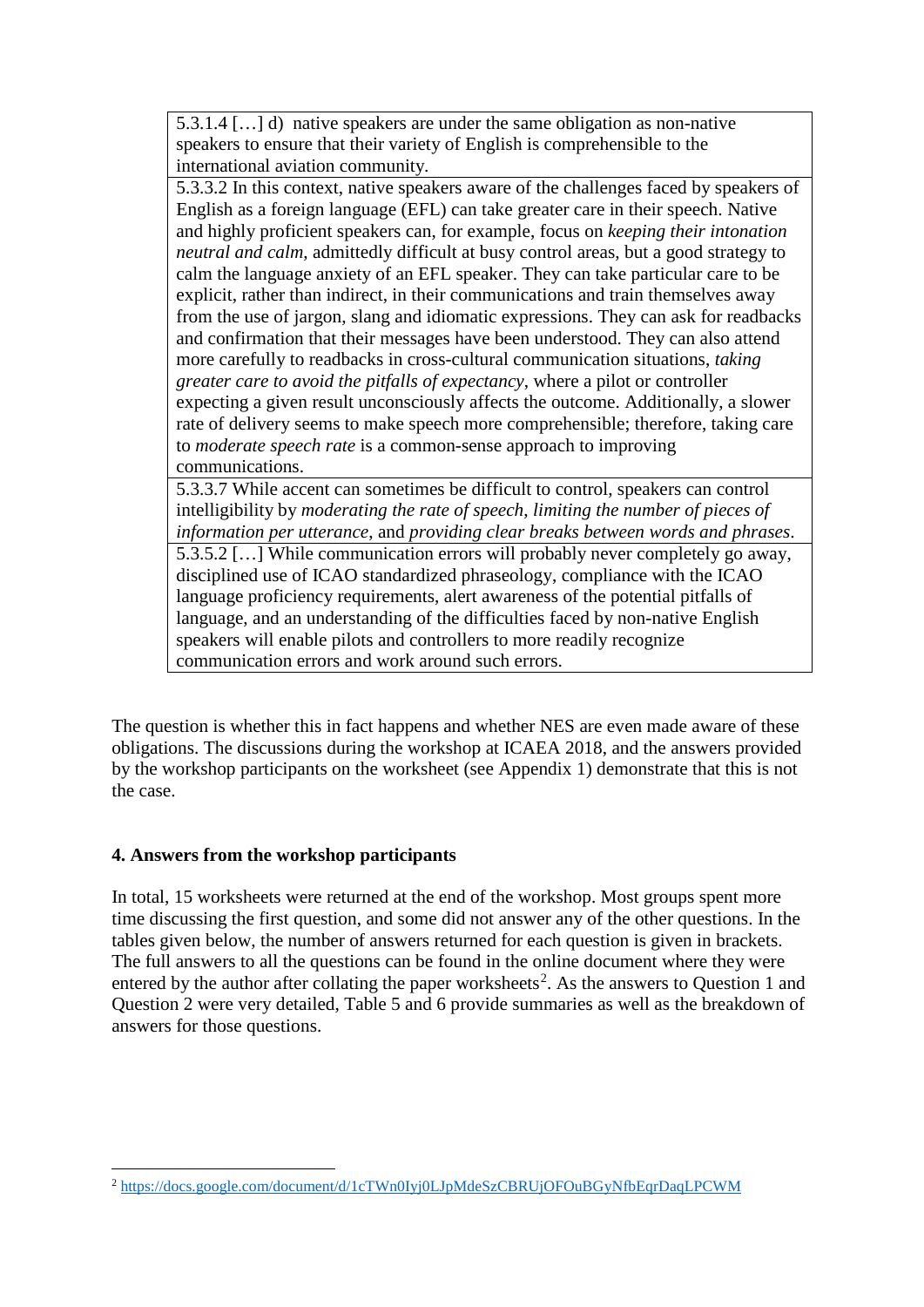| |
|---|
| 5.3.1.4 […] d) native speakers are under the same obligation as non-native speakers to ensure that their variety of English is comprehensible to the international aviation community. |
| 5.3.3.2 In this context, native speakers aware of the challenges faced by speakers of English as a foreign language (EFL) can take greater care in their speech. Native and highly proficient speakers can, for example, focus on *keeping their intonation neutral and calm*, admittedly difficult at busy control areas, but a good strategy to calm the language anxiety of an EFL speaker. They can take particular care to be explicit, rather than indirect, in their communications and train themselves away from the use of jargon, slang and idiomatic expressions. They can ask for readbacks and confirmation that their messages have been understood. They can also attend more carefully to readbacks in cross-cultural communication situations, *taking greater care to avoid the pitfalls of expectancy*, where a pilot or controller expecting a given result unconsciously affects the outcome. Additionally, a slower rate of delivery seems to make speech more comprehensible; therefore, taking care to *moderate speech rate* is a common-sense approach to improving communications. |
| 5.3.3.7 While accent can sometimes be difficult to control, speakers can control intelligibility by *moderating the rate of speech*, *limiting the number of pieces of information per utterance*, and *providing clear breaks between words and phrases*. |
| 5.3.5.2 […] While communication errors will probably never completely go away, disciplined use of ICAO standardized phraseology, compliance with the ICAO language proficiency requirements, alert awareness of the potential pitfalls of language, and an understanding of the difficulties faced by non-native English speakers will enable pilots and controllers to more readily recognize communication errors and work around such errors. |

The question is whether this in fact happens and whether NES are even made aware of these obligations. The discussions during the workshop at ICAEA 2018, and the answers provided by the workshop participants on the worksheet (see Appendix 1) demonstrate that this is not the case.

## 4. Answers from the workshop participants

In total, 15 worksheets were returned at the end of the workshop. Most groups spent more time discussing the first question, and some did not answer any of the other questions. In the tables given below, the number of answers returned for each question is given in brackets. The full answers to all the questions can be found in the online document where they were entered by the author after collating the paper worksheets[2]. As the answers to Question 1 and Question 2 were very detailed, Table 5 and 6 provide summaries as well as the breakdown of answers for those questions.

[2] https://docs.google.com/document/d/1cTWn0Iyj0LJpMdeSzCBRUjOFOuBGyNfbEqrDaqLPCWM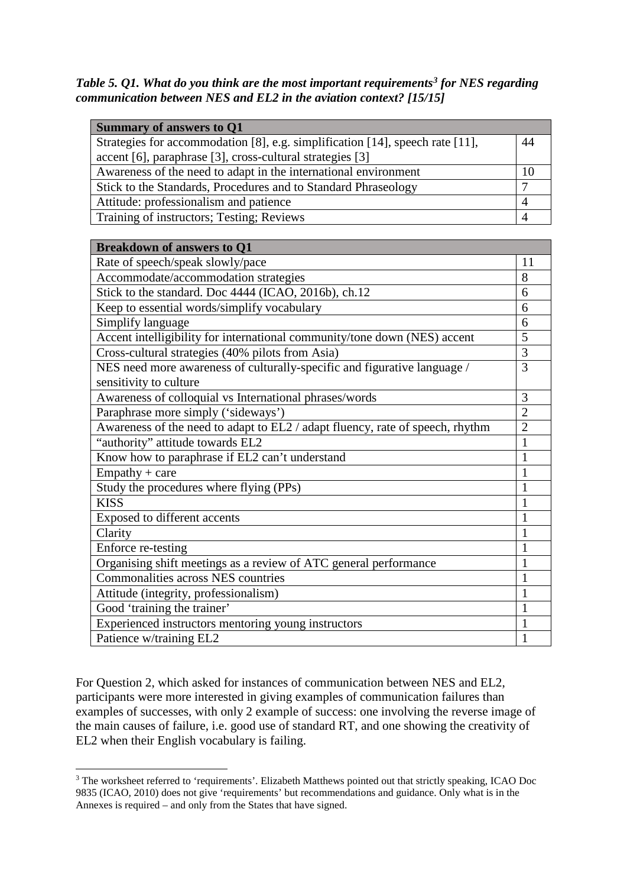***Table 5. Q1. What do you think are the most important requirements[3] for NES regarding communication between NES and EL2 in the aviation context? [15/15]***

| Summary of answers to Q1 | |
|---|---|
| Strategies for accommodation [8], e.g. simplification [14], speech rate [11], accent [6], paraphrase [3], cross-cultural strategies [3] | 44 |
| Awareness of the need to adapt in the international environment | 10 |
| Stick to the Standards, Procedures and to Standard Phraseology | 7 |
| Attitude: professionalism and patience | 4 |
| Training of instructors; Testing; Reviews | 4 |

| Breakdown of answers to Q1 | |
|---|---|
| Rate of speech/speak slowly/pace | 11 |
| Accommodate/accommodation strategies | 8 |
| Stick to the standard. Doc 4444 (ICAO, 2016b), ch.12 | 6 |
| Keep to essential words/simplify vocabulary | 6 |
| Simplify language | 6 |
| Accent intelligibility for international community/tone down (NES) accent | 5 |
| Cross-cultural strategies (40% pilots from Asia) | 3 |
| NES need more awareness of culturally-specific and figurative language / sensitivity to culture | 3 |
| Awareness of colloquial vs International phrases/words | 3 |
| Paraphrase more simply ('sideways') | 2 |
| Awareness of the need to adapt to EL2 / adapt fluency, rate of speech, rhythm | 2 |
| "authority" attitude towards EL2 | 1 |
| Know how to paraphrase if EL2 can't understand | 1 |
| Empathy + care | 1 |
| Study the procedures where flying (PPs) | 1 |
| KISS | 1 |
| Exposed to different accents | 1 |
| Clarity | 1 |
| Enforce re-testing | 1 |
| Organising shift meetings as a review of ATC general performance | 1 |
| Commonalities across NES countries | 1 |
| Attitude (integrity, professionalism) | 1 |
| Good 'training the trainer' | 1 |
| Experienced instructors mentoring young instructors | 1 |
| Patience w/training EL2 | 1 |

For Question 2, which asked for instances of communication between NES and EL2, participants were more interested in giving examples of communication failures than examples of successes, with only 2 example of success: one involving the reverse image of the main causes of failure, i.e. good use of standard RT, and one showing the creativity of EL2 when their English vocabulary is failing.

[3] The worksheet referred to 'requirements'. Elizabeth Matthews pointed out that strictly speaking, ICAO Doc 9835 (ICAO, 2010) does not give 'requirements' but recommendations and guidance. Only what is in the Annexes is required – and only from the States that have signed.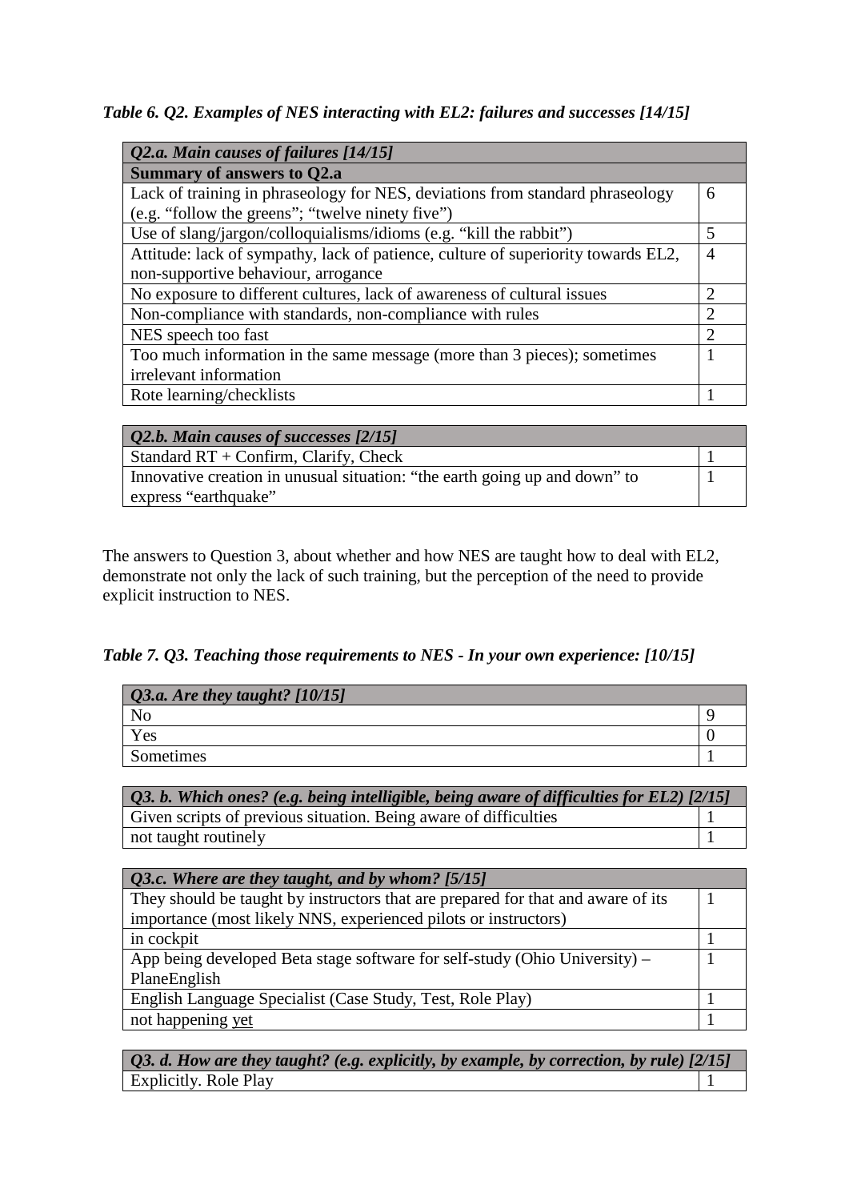*Table 6. Q2. Examples of NES interacting with EL2: failures and successes [14/15]*

| *Q2.a. Main causes of failures [14/15]* | |
|---|---|
| **Summary of answers to Q2.a** | |
| Lack of training in phraseology for NES, deviations from standard phraseology (e.g. "follow the greens"; "twelve ninety five") | 6 |
| Use of slang/jargon/colloquialisms/idioms (e.g. "kill the rabbit") | 5 |
| Attitude: lack of sympathy, lack of patience, culture of superiority towards EL2, non-supportive behaviour, arrogance | 4 |
| No exposure to different cultures, lack of awareness of cultural issues | 2 |
| Non-compliance with standards, non-compliance with rules | 2 |
| NES speech too fast | 2 |
| Too much information in the same message (more than 3 pieces); sometimes irrelevant information | 1 |
| Rote learning/checklists | 1 |

| *Q2.b. Main causes of successes [2/15]* | |
|---|---|
| Standard RT + Confirm, Clarify, Check | 1 |
| Innovative creation in unusual situation: "the earth going up and down" to express "earthquake" | 1 |

The answers to Question 3, about whether and how NES are taught how to deal with EL2, demonstrate not only the lack of such training, but the perception of the need to provide explicit instruction to NES.

*Table 7. Q3. Teaching those requirements to NES - In your own experience: [10/15]*

| *Q3.a. Are they taught? [10/15]* | |
|---|---|
| No | 9 |
| Yes | 0 |
| Sometimes | 1 |

| *Q3. b. Which ones? (e.g. being intelligible, being aware of difficulties for EL2) [2/15]* | |
|---|---|
| Given scripts of previous situation. Being aware of difficulties | 1 |
| not taught routinely | 1 |

| *Q3.c. Where are they taught, and by whom? [5/15]* | |
|---|---|
| They should be taught by instructors that are prepared for that and aware of its importance (most likely NNS, experienced pilots or instructors) | 1 |
| in cockpit | 1 |
| App being developed Beta stage software for self-study (Ohio University) – PlaneEnglish | 1 |
| English Language Specialist (Case Study, Test, Role Play) | 1 |
| not happening yet | 1 |

| *Q3. d. How are they taught? (e.g. explicitly, by example, by correction, by rule) [2/15]* | |
|---|---|
| Explicitly. Role Play | 1 |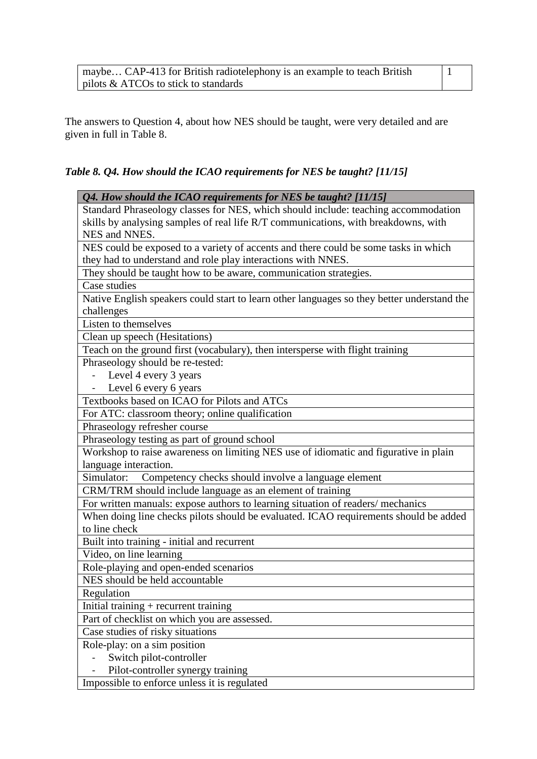| maybe… CAP-413 for British radiotelephony is an example to teach British pilots & ATCOs to stick to standards | 1 |
|---|---|

The answers to Question 4, about how NES should be taught, were very detailed and are given in full in Table 8.

***Table 8. Q4. How should the ICAO requirements for NES be taught? [11/15]***

| *Q4. How should the ICAO requirements for NES be taught? [11/15]* |
|---|
| Standard Phraseology classes for NES, which should include: teaching accommodation skills by analysing samples of real life R/T communications, with breakdowns, with NES and NNES. |
| NES could be exposed to a variety of accents and there could be some tasks in which they had to understand and role play interactions with NNES. |
| They should be taught how to be aware, communication strategies. |
| Case studies |
| Native English speakers could start to learn other languages so they better understand the challenges |
| Listen to themselves |
| Clean up speech (Hesitations) |
| Teach on the ground first (vocabulary), then intersperse with flight training |
| Phraseology should be re-tested: <br> - Level 4 every 3 years <br> - Level 6 every 6 years |
| Textbooks based on ICAO for Pilots and ATCs |
| For ATC: classroom theory; online qualification |
| Phraseology refresher course |
| Phraseology testing as part of ground school |
| Workshop to raise awareness on limiting NES use of idiomatic and figurative in plain language interaction. |
| Simulator: Competency checks should involve a language element |
| CRM/TRM should include language as an element of training |
| For written manuals: expose authors to learning situation of readers/ mechanics |
| When doing line checks pilots should be evaluated. ICAO requirements should be added to line check |
| Built into training - initial and recurrent |
| Video, on line learning |
| Role-playing and open-ended scenarios |
| NES should be held accountable |
| Regulation |
| Initial training + recurrent training |
| Part of checklist on which you are assessed. |
| Case studies of risky situations |
| Role-play: on a sim position <br> - Switch pilot-controller <br> - Pilot-controller synergy training |
| Impossible to enforce unless it is regulated |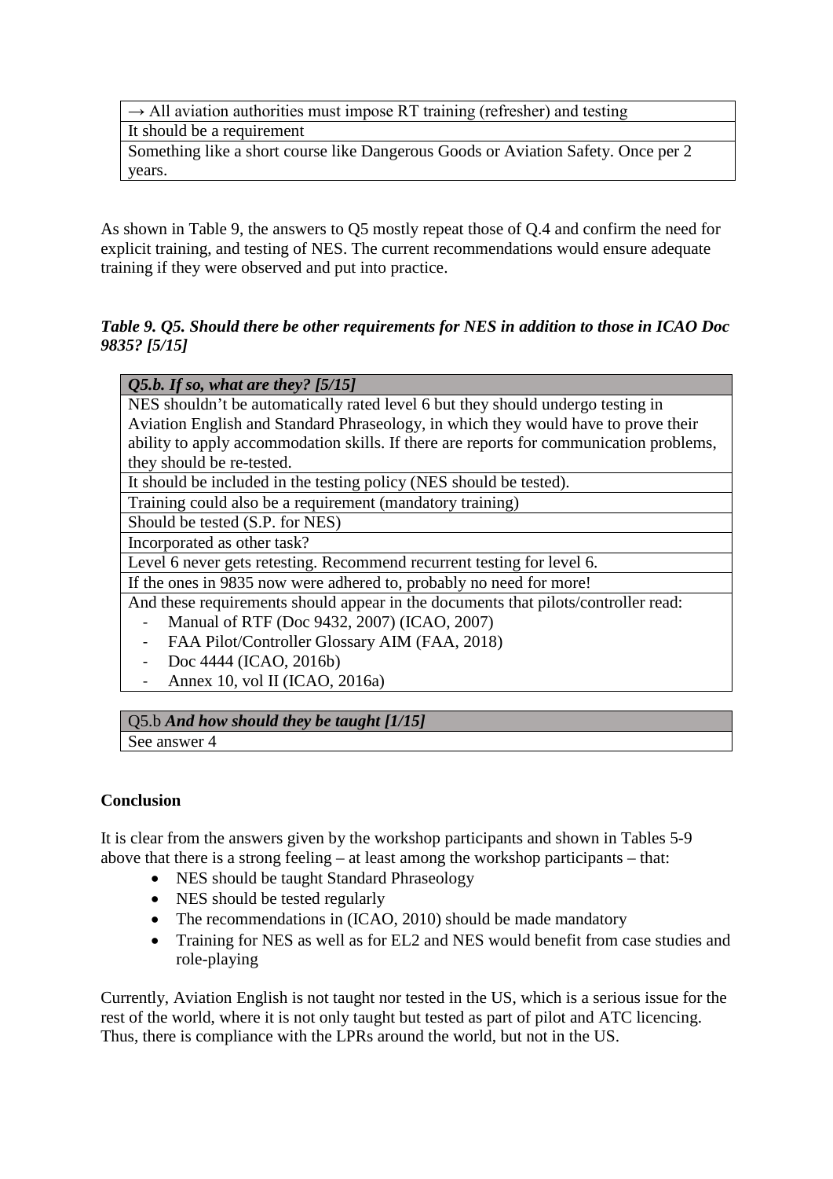| → All aviation authorities must impose RT training (refresher) and testing |
|---|
| It should be a requirement |
| Something like a short course like Dangerous Goods or Aviation Safety. Once per 2 years. |

As shown in Table 9, the answers to Q5 mostly repeat those of Q.4 and confirm the need for explicit training, and testing of NES. The current recommendations would ensure adequate training if they were observed and put into practice.

***Table 9. Q5. Should there be other requirements for NES in addition to those in ICAO Doc 9835? [5/15]***

| *Q5.b. If so, what are they? [5/15]* |
|---|
| NES shouldn't be automatically rated level 6 but they should undergo testing in Aviation English and Standard Phraseology, in which they would have to prove their ability to apply accommodation skills. If there are reports for communication problems, they should be re-tested. |
| It should be included in the testing policy (NES should be tested). |
| Training could also be a requirement (mandatory training) |
| Should be tested (S.P. for NES) |
| Incorporated as other task? |
| Level 6 never gets retesting. Recommend recurrent testing for level 6. |
| If the ones in 9835 now were adhered to, probably no need for more! |
| And these requirements should appear in the documents that pilots/controller read: <br> - Manual of RTF (Doc 9432, 2007) (ICAO, 2007) <br> - FAA Pilot/Controller Glossary AIM (FAA, 2018) <br> - Doc 4444 (ICAO, 2016b) <br> - Annex 10, vol II (ICAO, 2016a) |

| Q5.b ***And how should they be taught [1/15]*** |
|---|
| See answer 4 |

**Conclusion**

It is clear from the answers given by the workshop participants and shown in Tables 5-9 above that there is a strong feeling – at least among the workshop participants – that:

- NES should be taught Standard Phraseology
- NES should be tested regularly
- The recommendations in (ICAO, 2010) should be made mandatory
- Training for NES as well as for EL2 and NES would benefit from case studies and role-playing

Currently, Aviation English is not taught nor tested in the US, which is a serious issue for the rest of the world, where it is not only taught but tested as part of pilot and ATC licencing. Thus, there is compliance with the LPRs around the world, but not in the US.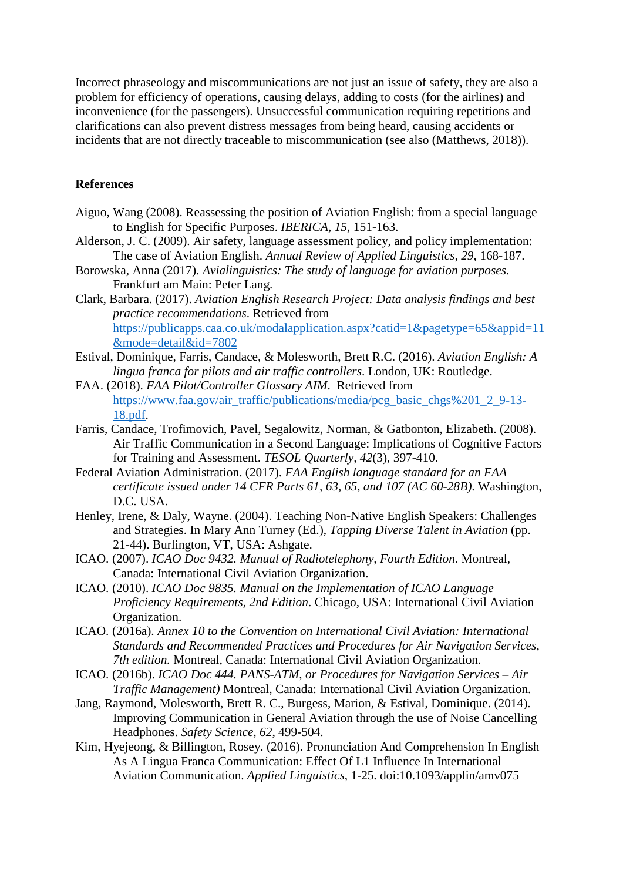Incorrect phraseology and miscommunications are not just an issue of safety, they are also a problem for efficiency of operations, causing delays, adding to costs (for the airlines) and inconvenience (for the passengers). Unsuccessful communication requiring repetitions and clarifications can also prevent distress messages from being heard, causing accidents or incidents that are not directly traceable to miscommunication (see also (Matthews, 2018)).

**References**

Aiguo, Wang (2008). Reassessing the position of Aviation English: from a special language to English for Specific Purposes. *IBERICA, 15*, 151-163.

Alderson, J. C. (2009). Air safety, language assessment policy, and policy implementation: The case of Aviation English. *Annual Review of Applied Linguistics, 29*, 168-187.

Borowska, Anna (2017). *Avialinguistics: The study of language for aviation purposes*. Frankfurt am Main: Peter Lang.

Clark, Barbara. (2017). *Aviation English Research Project: Data analysis findings and best practice recommendations*. Retrieved from https://publicapps.caa.co.uk/modalapplication.aspx?catid=1&pagetype=65&appid=11&mode=detail&id=7802

Estival, Dominique, Farris, Candace, & Molesworth, Brett R.C. (2016). *Aviation English: A lingua franca for pilots and air traffic controllers*. London, UK: Routledge.

FAA. (2018). *FAA Pilot/Controller Glossary AIM*. Retrieved from https://www.faa.gov/air_traffic/publications/media/pcg_basic_chgs%201_2_9-13-18.pdf.

Farris, Candace, Trofimovich, Pavel, Segalowitz, Norman, & Gatbonton, Elizabeth. (2008). Air Traffic Communication in a Second Language: Implications of Cognitive Factors for Training and Assessment. *TESOL Quarterly, 42*(3), 397-410.

Federal Aviation Administration. (2017). *FAA English language standard for an FAA certificate issued under 14 CFR Parts 61, 63, 65, and 107 (AC 60-28B)*. Washington, D.C. USA.

Henley, Irene, & Daly, Wayne. (2004). Teaching Non-Native English Speakers: Challenges and Strategies. In Mary Ann Turney (Ed.), *Tapping Diverse Talent in Aviation* (pp. 21-44). Burlington, VT, USA: Ashgate.

ICAO. (2007). *ICAO Doc 9432. Manual of Radiotelephony, Fourth Edition*. Montreal, Canada: International Civil Aviation Organization.

ICAO. (2010). *ICAO Doc 9835. Manual on the Implementation of ICAO Language Proficiency Requirements, 2nd Edition*. Chicago, USA: International Civil Aviation Organization.

ICAO. (2016a). *Annex 10 to the Convention on International Civil Aviation: International Standards and Recommended Practices and Procedures for Air Navigation Services, 7th edition.* Montreal, Canada: International Civil Aviation Organization.

ICAO. (2016b). *ICAO Doc 444. PANS-ATM, or Procedures for Navigation Services – Air Traffic Management)* Montreal, Canada: International Civil Aviation Organization.

Jang, Raymond, Molesworth, Brett R. C., Burgess, Marion, & Estival, Dominique. (2014). Improving Communication in General Aviation through the use of Noise Cancelling Headphones. *Safety Science, 62*, 499-504.

Kim, Hyejeong, & Billington, Rosey. (2016). Pronunciation And Comprehension In English As A Lingua Franca Communication: Effect Of L1 Influence In International Aviation Communication. *Applied Linguistics*, 1-25. doi:10.1093/applin/amv075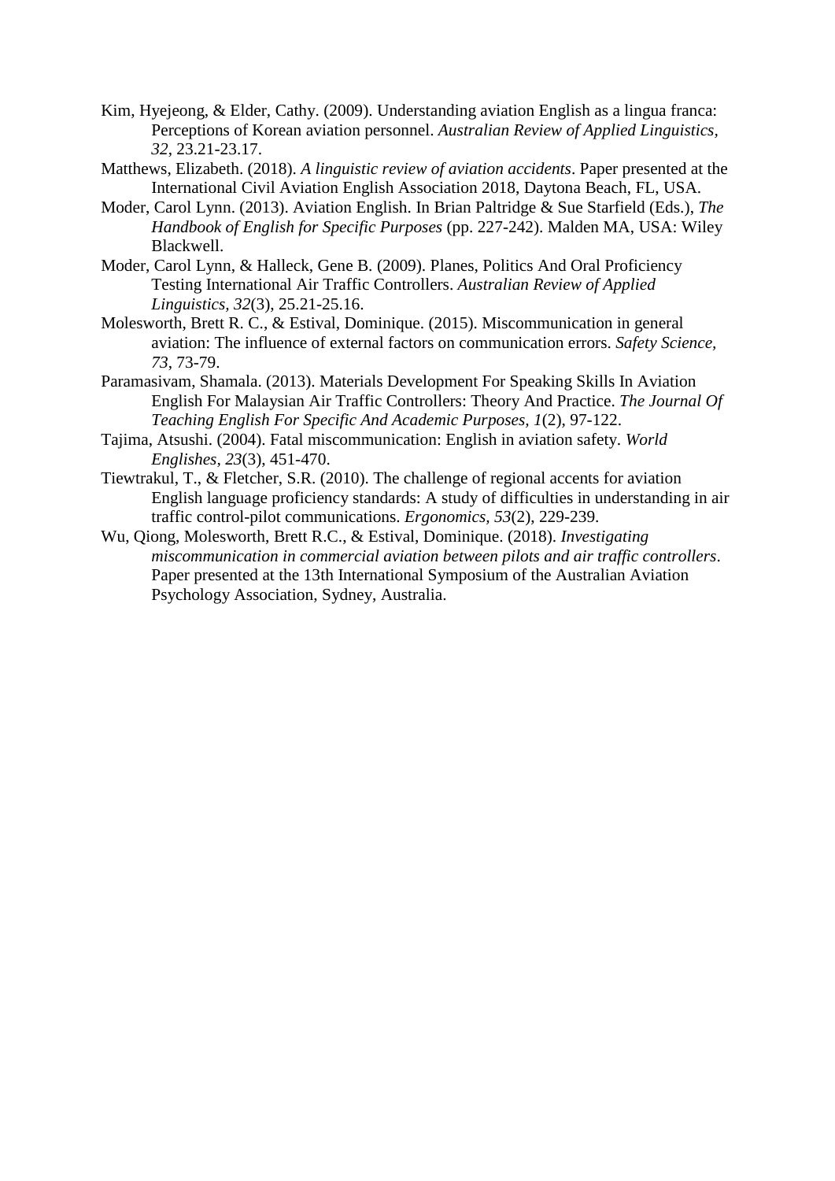Kim, Hyejeong, & Elder, Cathy. (2009). Understanding aviation English as a lingua franca: Perceptions of Korean aviation personnel. *Australian Review of Applied Linguistics, 32*, 23.21-23.17.

Matthews, Elizabeth. (2018). *A linguistic review of aviation accidents*. Paper presented at the International Civil Aviation English Association 2018, Daytona Beach, FL, USA.

Moder, Carol Lynn. (2013). Aviation English. In Brian Paltridge & Sue Starfield (Eds.), *The Handbook of English for Specific Purposes* (pp. 227-242). Malden MA, USA: Wiley Blackwell.

Moder, Carol Lynn, & Halleck, Gene B. (2009). Planes, Politics And Oral Proficiency Testing International Air Traffic Controllers. *Australian Review of Applied Linguistics, 32*(3), 25.21-25.16.

Molesworth, Brett R. C., & Estival, Dominique. (2015). Miscommunication in general aviation: The influence of external factors on communication errors. *Safety Science, 73*, 73-79.

Paramasivam, Shamala. (2013). Materials Development For Speaking Skills In Aviation English For Malaysian Air Traffic Controllers: Theory And Practice. *The Journal Of Teaching English For Specific And Academic Purposes, 1*(2), 97-122.

Tajima, Atsushi. (2004). Fatal miscommunication: English in aviation safety. *World Englishes, 23*(3), 451-470.

Tiewtrakul, T., & Fletcher, S.R. (2010). The challenge of regional accents for aviation English language proficiency standards: A study of difficulties in understanding in air traffic control-pilot communications. *Ergonomics, 53*(2), 229-239.

Wu, Qiong, Molesworth, Brett R.C., & Estival, Dominique. (2018). *Investigating miscommunication in commercial aviation between pilots and air traffic controllers*. Paper presented at the 13th International Symposium of the Australian Aviation Psychology Association, Sydney, Australia.